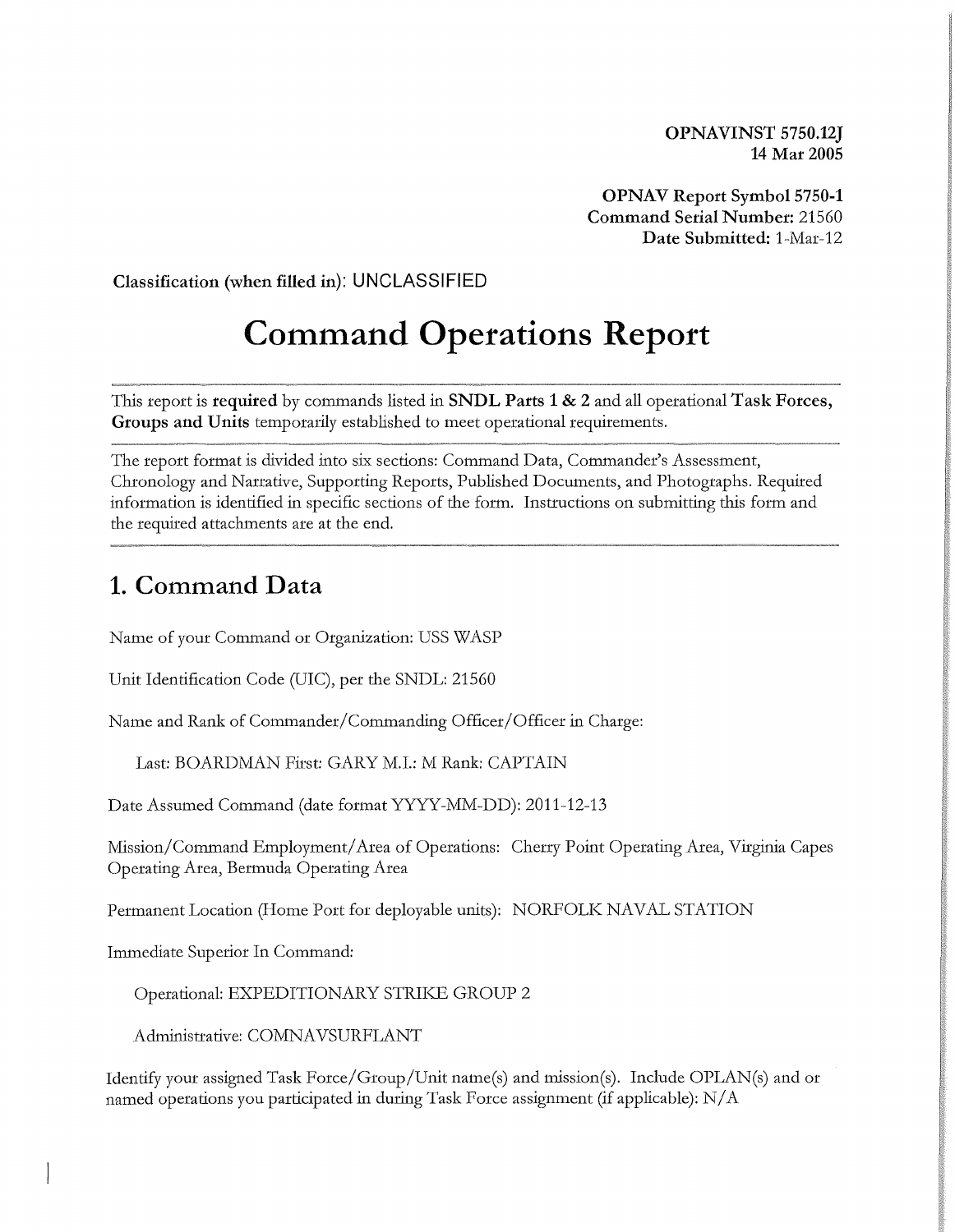**OPNAVINST 5750.12J**
**14 Mar 2005**

**OPNAV Report Symbol 5750-1**
**Command Serial Number:** 21560
**Date Submitted:** 1-Mar-12

**Classification (when filled in)**: UNCLASSIFIED

# Command Operations Report

---

This report is **required** by commands listed in **SNDL Parts 1 & 2** and all operational **Task Forces, Groups and Units** temporarily established to meet operational requirements.

---

The report format is divided into six sections: Command Data, Commander's Assessment, Chronology and Narrative, Supporting Reports, Published Documents, and Photographs. Required information is identified in specific sections of the form. Instructions on submitting this form and the required attachments are at the end.

---

## 1. Command Data

Name of your Command or Organization: USS WASP

Unit Identification Code (UIC), per the SNDL: 21560

Name and Rank of Commander/Commanding Officer/Officer in Charge:

Last: BOARDMAN First: GARY M.I.: M Rank: CAPTAIN

Date Assumed Command (date format YYYY-MM-DD): 2011-12-13

Mission/Command Employment/Area of Operations: Cherry Point Operating Area, Virginia Capes Operating Area, Bermuda Operating Area

Permanent Location (Home Port for deployable units): NORFOLK NAVAL STATION

Immediate Superior In Command:

Operational: EXPEDITIONARY STRIKE GROUP 2

Administrative: COMNAVSURFLANT

Identify your assigned Task Force/Group/Unit name(s) and mission(s). Include OPLAN(s) and or named operations you participated in during Task Force assignment (if applicable): N/A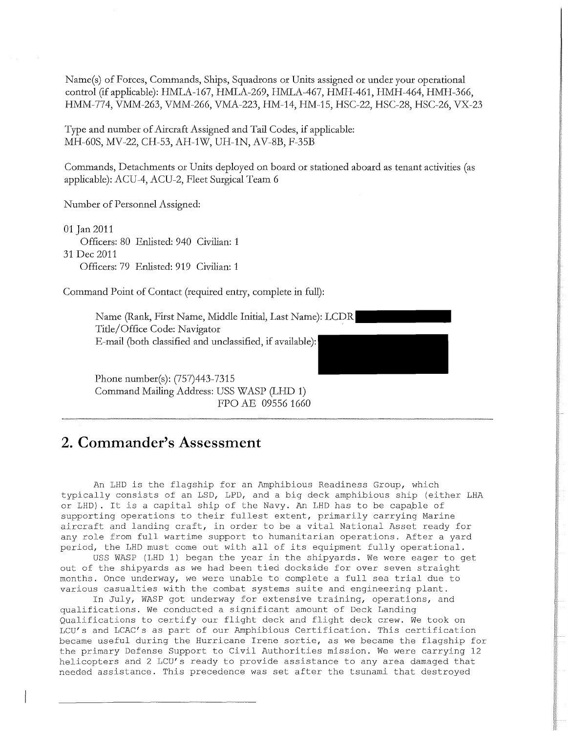Name(s) of Forces, Commands, Ships, Squadrons or Units assigned or under your operational control (if applicable): HMLA-167, HMLA-269, HMLA-467, HMH-461, HMH-464, HMH-366, HMM-774, VMM-263, VMM-266, VMA-223, HM-14, HM-15, HSC-22, HSC-28, HSC-26, VX-23

Type and number of Aircraft Assigned and Tail Codes, if applicable:
MH-60S, MV-22, CH-53, AH-1W, UH-1N, AV-8B, F-35B

Commands, Detachments or Units deployed on board or stationed aboard as tenant activities (as applicable): ACU-4, ACU-2, Fleet Surgical Team 6

Number of Personnel Assigned:

01 Jan 2011
Officers: 80 Enlisted: 940 Civilian: 1

31 Dec 2011
Officers: 79 Enlisted: 919 Civilian: 1

Command Point of Contact (required entry, complete in full):

Name (Rank, First Name, Middle Initial, Last Name): LCDR
Title/Office Code: Navigator
E-mail (both classified and unclassified, if available):

Phone number(s): (757)443-7315
Command Mailing Address: USS WASP (LHD 1)
FPO AE 09556 1660

## 2. Commander's Assessment

An LHD is the flagship for an Amphibious Readiness Group, which typically consists of an LSD, LPD, and a big deck amphibious ship (either LHA or LHD). It is a capital ship of the Navy. An LHD has to be capable of supporting operations to their fullest extent, primarily carrying Marine aircraft and landing craft, in order to be a vital National Asset ready for any role from full wartime support to humanitarian operations. After a yard period, the LHD must come out with all of its equipment fully operational.

USS WASP (LHD 1) began the year in the shipyards. We were eager to get out of the shipyards as we had been tied dockside for over seven straight months. Once underway, we were unable to complete a full sea trial due to various casualties with the combat systems suite and engineering plant.

In July, WASP got underway for extensive training, operations, and qualifications. We conducted a significant amount of Deck Landing Qualifications to certify our flight deck and flight deck crew. We took on LCU's and LCAC's as part of our Amphibious Certification. This certification became useful during the Hurricane Irene sortie, as we became the flagship for the primary Defense Support to Civil Authorities mission. We were carrying 12 helicopters and 2 LCU's ready to provide assistance to any area damaged that needed assistance. This precedence was set after the tsunami that destroyed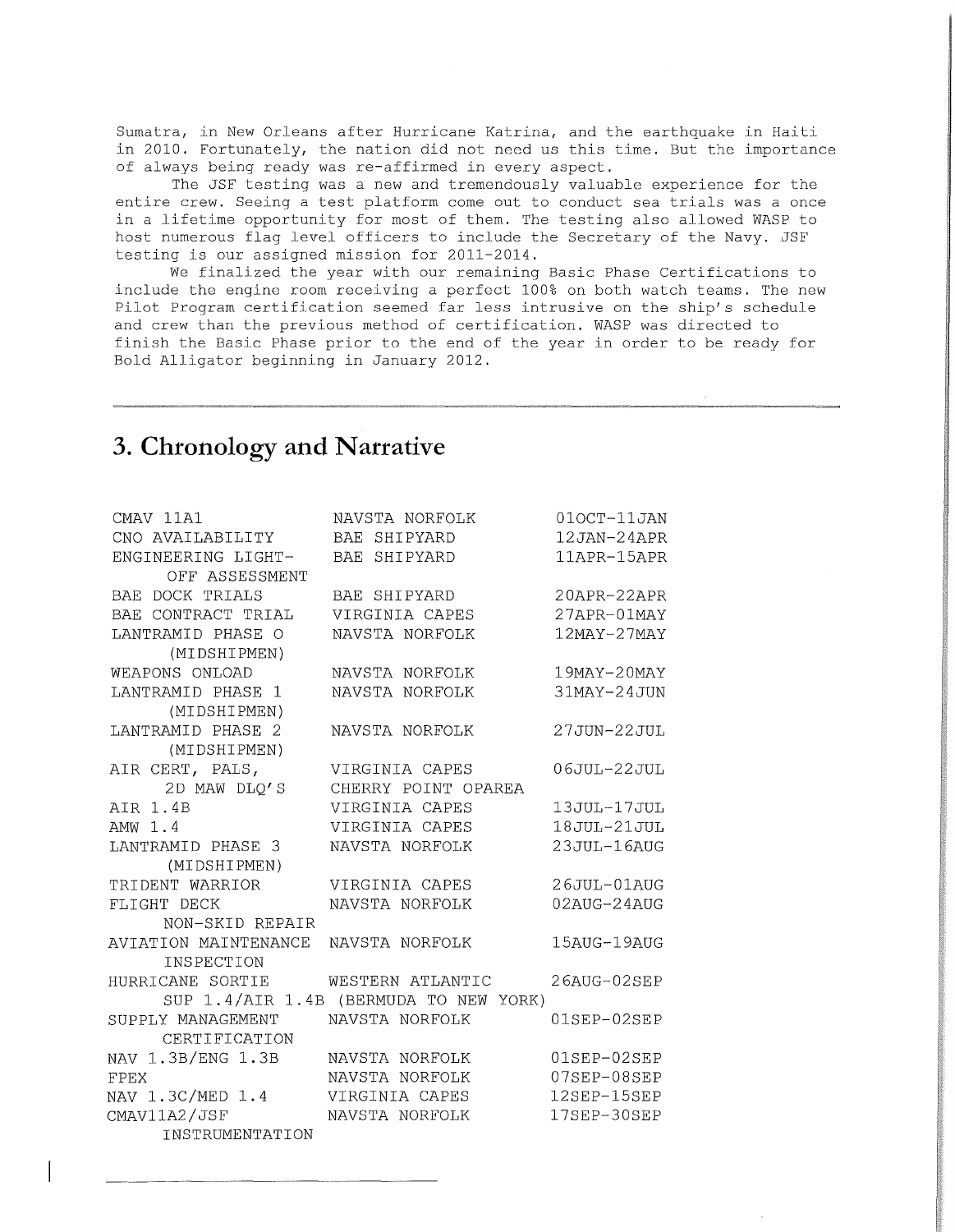Sumatra, in New Orleans after Hurricane Katrina, and the earthquake in Haiti in 2010. Fortunately, the nation did not need us this time. But the importance of always being ready was re-affirmed in every aspect.

The JSF testing was a new and tremendously valuable experience for the entire crew. Seeing a test platform come out to conduct sea trials was a once in a lifetime opportunity for most of them. The testing also allowed WASP to host numerous flag level officers to include the Secretary of the Navy. JSF testing is our assigned mission for 2011-2014.

We finalized the year with our remaining Basic Phase Certifications to include the engine room receiving a perfect 100% on both watch teams. The new Pilot Program certification seemed far less intrusive on the ship's schedule and crew than the previous method of certification. WASP was directed to finish the Basic Phase prior to the end of the year in order to be ready for Bold Alligator beginning in January 2012.

## 3. Chronology and Narrative

| | | |
|---|---|---|
| CMAV 11A1 | NAVSTA NORFOLK | 01OCT-11JAN |
| CNO AVAILABILITY | BAE SHIPYARD | 12JAN-24APR |
| ENGINEERING LIGHT-OFF ASSESSMENT | BAE SHIPYARD | 11APR-15APR |
| BAE DOCK TRIALS | BAE SHIPYARD | 20APR-22APR |
| BAE CONTRACT TRIAL | VIRGINIA CAPES | 27APR-01MAY |
| LANTRAMID PHASE 0 (MIDSHIPMEN) | NAVSTA NORFOLK | 12MAY-27MAY |
| WEAPONS ONLOAD | NAVSTA NORFOLK | 19MAY-20MAY |
| LANTRAMID PHASE 1 (MIDSHIPMEN) | NAVSTA NORFOLK | 31MAY-24JUN |
| LANTRAMID PHASE 2 (MIDSHIPMEN) | NAVSTA NORFOLK | 27JUN-22JUL |
| AIR CERT, PALS, 2D MAW DLQ'S | VIRGINIA CAPES CHERRY POINT OPAREA | 06JUL-22JUL |
| AIR 1.4B | VIRGINIA CAPES | 13JUL-17JUL |
| AMW 1.4 | VIRGINIA CAPES | 18JUL-21JUL |
| LANTRAMID PHASE 3 (MIDSHIPMEN) | NAVSTA NORFOLK | 23JUL-16AUG |
| TRIDENT WARRIOR | VIRGINIA CAPES | 26JUL-01AUG |
| FLIGHT DECK NON-SKID REPAIR | NAVSTA NORFOLK | 02AUG-24AUG |
| AVIATION MAINTENANCE INSPECTION | NAVSTA NORFOLK | 15AUG-19AUG |
| HURRICANE SORTIE SUP 1.4/AIR 1.4B | WESTERN ATLANTIC (BERMUDA TO NEW YORK) | 26AUG-02SEP |
| SUPPLY MANAGEMENT CERTIFICATION | NAVSTA NORFOLK | 01SEP-02SEP |
| NAV 1.3B/ENG 1.3B | NAVSTA NORFOLK | 01SEP-02SEP |
| FPEX | NAVSTA NORFOLK | 07SEP-08SEP |
| NAV 1.3C/MED 1.4 | VIRGINIA CAPES | 12SEP-15SEP |
| CMAV11A2/JSF INSTRUMENTATION | NAVSTA NORFOLK | 17SEP-30SEP |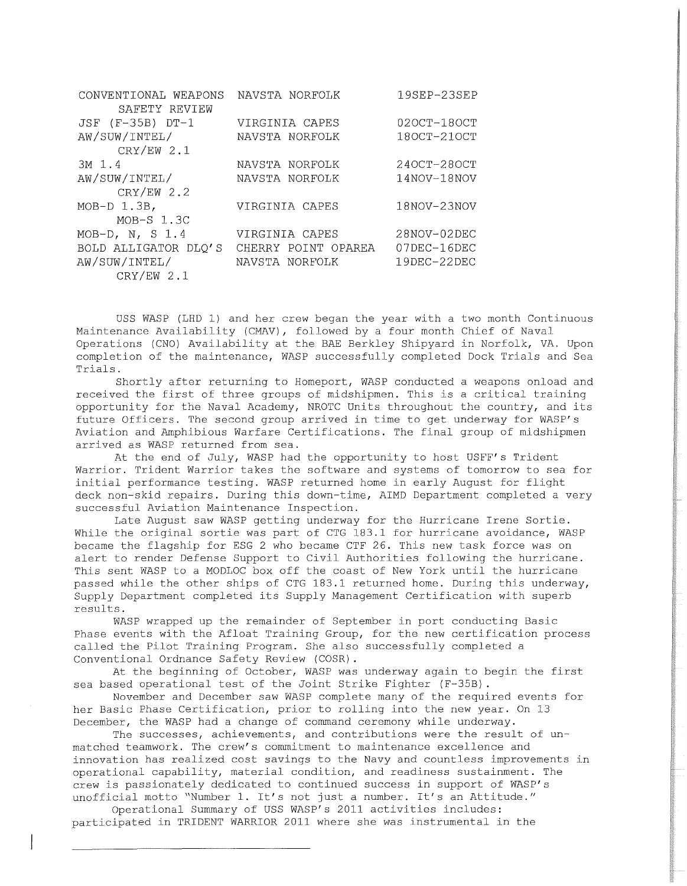| | | |
|---|---|---|
| CONVENTIONAL WEAPONS SAFETY REVIEW | NAVSTA NORFOLK | 19SEP-23SEP |
| JSF (F-35B) DT-1 | VIRGINIA CAPES | 02OCT-18OCT |
| AW/SUW/INTEL/ CRY/EW 2.1 | NAVSTA NORFOLK | 18OCT-21OCT |
| 3M 1.4 | NAVSTA NORFOLK | 24OCT-28OCT |
| AW/SUW/INTEL/ CRY/EW 2.2 | NAVSTA NORFOLK | 14NOV-18NOV |
| MOB-D 1.3B, MOB-S 1.3C | VIRGINIA CAPES | 18NOV-23NOV |
| MOB-D, N, S 1.4 | VIRGINIA CAPES | 28NOV-02DEC |
| BOLD ALLIGATOR DLQ'S | CHERRY POINT OPAREA | 07DEC-16DEC |
| AW/SUW/INTEL/ CRY/EW 2.1 | NAVSTA NORFOLK | 19DEC-22DEC |

USS WASP (LHD 1) and her crew began the year with a two month Continuous Maintenance Availability (CMAV), followed by a four month Chief of Naval Operations (CNO) Availability at the BAE Berkley Shipyard in Norfolk, VA. Upon completion of the maintenance, WASP successfully completed Dock Trials and Sea Trials.

Shortly after returning to Homeport, WASP conducted a weapons onload and received the first of three groups of midshipmen. This is a critical training opportunity for the Naval Academy, NROTC Units throughout the country, and its future Officers. The second group arrived in time to get underway for WASP's Aviation and Amphibious Warfare Certifications. The final group of midshipmen arrived as WASP returned from sea.

At the end of July, WASP had the opportunity to host USFF's Trident Warrior. Trident Warrior takes the software and systems of tomorrow to sea for initial performance testing. WASP returned home in early August for flight deck non-skid repairs. During this down-time, AIMD Department completed a very successful Aviation Maintenance Inspection.

Late August saw WASP getting underway for the Hurricane Irene Sortie. While the original sortie was part of CTG 183.1 for hurricane avoidance, WASP became the flagship for ESG 2 who became CTF 26. This new task force was on alert to render Defense Support to Civil Authorities following the hurricane. This sent WASP to a MODLOC box off the coast of New York until the hurricane passed while the other ships of CTG 183.1 returned home. During this underway, Supply Department completed its Supply Management Certification with superb results.

WASP wrapped up the remainder of September in port conducting Basic Phase events with the Afloat Training Group, for the new certification process called the Pilot Training Program. She also successfully completed a Conventional Ordnance Safety Review (COSR).

At the beginning of October, WASP was underway again to begin the first sea based operational test of the Joint Strike Fighter (F-35B).

November and December saw WASP complete many of the required events for her Basic Phase Certification, prior to rolling into the new year. On 13 December, the WASP had a change of command ceremony while underway.

The successes, achievements, and contributions were the result of un-matched teamwork. The crew's commitment to maintenance excellence and innovation has realized cost savings to the Navy and countless improvements in operational capability, material condition, and readiness sustainment. The crew is passionately dedicated to continued success in support of WASP's unofficial motto "Number 1. It's not just a number. It's an Attitude."

Operational Summary of USS WASP's 2011 activities includes: participated in TRIDENT WARRIOR 2011 where she was instrumental in the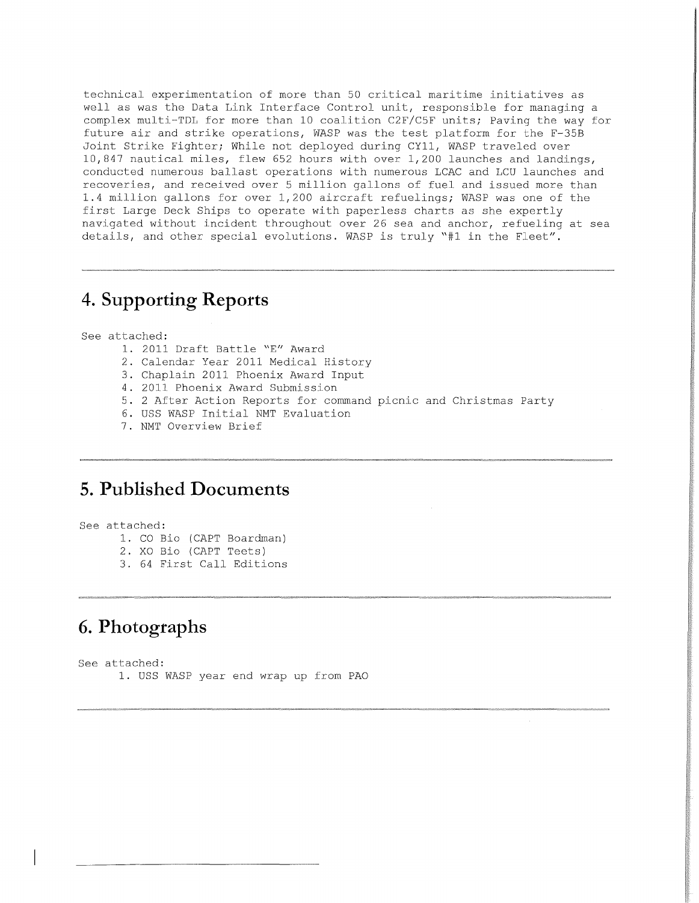technical experimentation of more than 50 critical maritime initiatives as well as was the Data Link Interface Control unit, responsible for managing a complex multi-TDL for more than 10 coalition C2F/C5F units; Paving the way for future air and strike operations, WASP was the test platform for the F-35B Joint Strike Fighter; While not deployed during CY11, WASP traveled over 10,847 nautical miles, flew 652 hours with over 1,200 launches and landings, conducted numerous ballast operations with numerous LCAC and LCU launches and recoveries, and received over 5 million gallons of fuel and issued more than 1.4 million gallons for over 1,200 aircraft refuelings; WASP was one of the first Large Deck Ships to operate with paperless charts as she expertly navigated without incident throughout over 26 sea and anchor, refueling at sea details, and other special evolutions. WASP is truly "#1 in the Fleet".

---

## 4. Supporting Reports

See attached:

1. 2011 Draft Battle "E" Award
2. Calendar Year 2011 Medical History
3. Chaplain 2011 Phoenix Award Input
4. 2011 Phoenix Award Submission
5. 2 After Action Reports for command picnic and Christmas Party
6. USS WASP Initial NMT Evaluation
7. NMT Overview Brief

---

## 5. Published Documents

See attached:

1. CO Bio (CAPT Boardman)
2. XO Bio (CAPT Teets)
3. 64 First Call Editions

---

## 6. Photographs

See attached:

1. USS WASP year end wrap up from PAO

---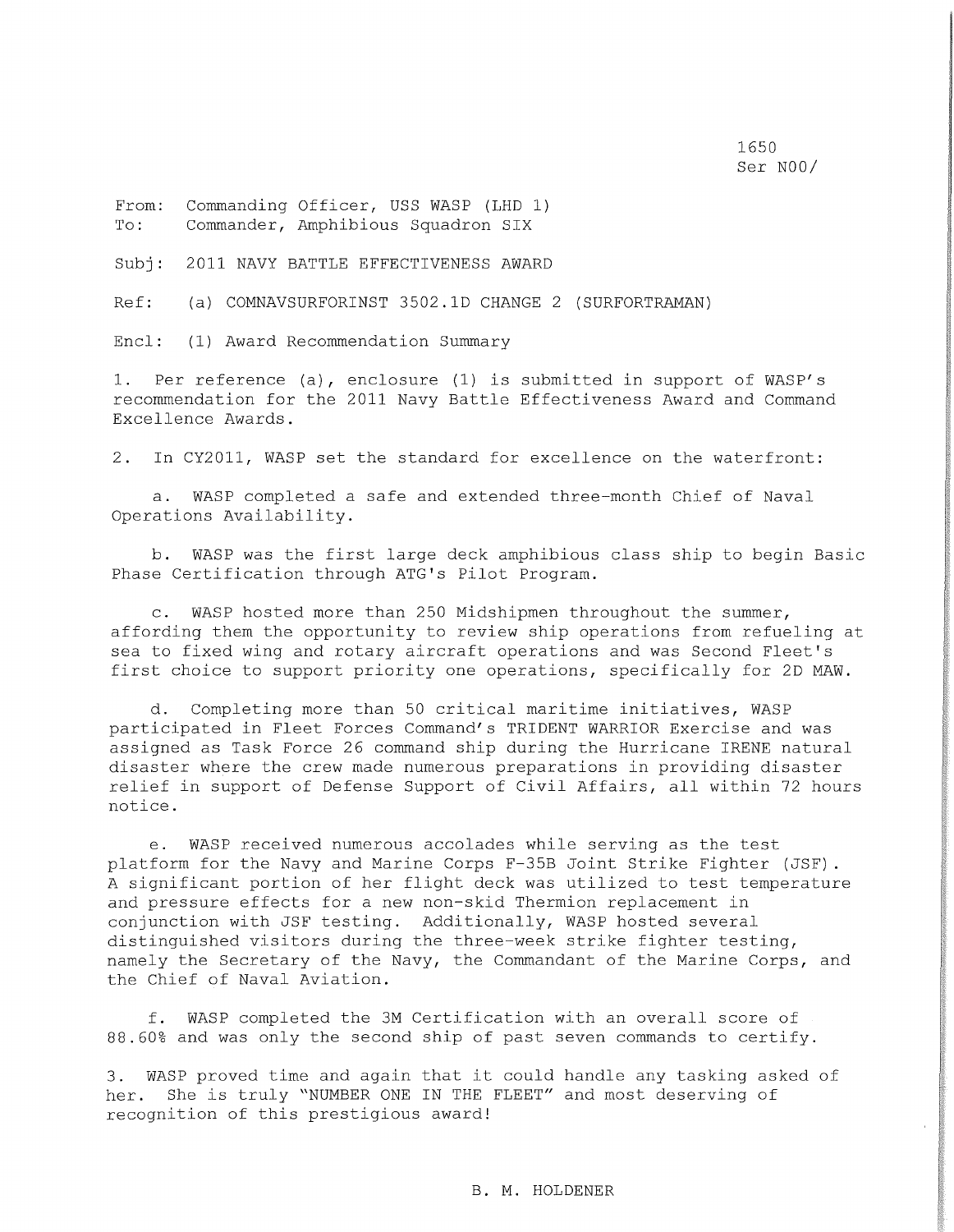1650
Ser N00/

From: Commanding Officer, USS WASP (LHD 1)
To: Commander, Amphibious Squadron SIX

Subj: 2011 NAVY BATTLE EFFECTIVENESS AWARD

Ref: (a) COMNAVSURFORINST 3502.1D CHANGE 2 (SURFORTRAMAN)

Encl: (1) Award Recommendation Summary

1. Per reference (a), enclosure (1) is submitted in support of WASP's recommendation for the 2011 Navy Battle Effectiveness Award and Command Excellence Awards.

2. In CY2011, WASP set the standard for excellence on the waterfront:

   a. WASP completed a safe and extended three-month Chief of Naval Operations Availability.

   b. WASP was the first large deck amphibious class ship to begin Basic Phase Certification through ATG's Pilot Program.

   c. WASP hosted more than 250 Midshipmen throughout the summer, affording them the opportunity to review ship operations from refueling at sea to fixed wing and rotary aircraft operations and was Second Fleet's first choice to support priority one operations, specifically for 2D MAW.

   d. Completing more than 50 critical maritime initiatives, WASP participated in Fleet Forces Command's TRIDENT WARRIOR Exercise and was assigned as Task Force 26 command ship during the Hurricane IRENE natural disaster where the crew made numerous preparations in providing disaster relief in support of Defense Support of Civil Affairs, all within 72 hours notice.

   e. WASP received numerous accolades while serving as the test platform for the Navy and Marine Corps F-35B Joint Strike Fighter (JSF). A significant portion of her flight deck was utilized to test temperature and pressure effects for a new non-skid Thermion replacement in conjunction with JSF testing. Additionally, WASP hosted several distinguished visitors during the three-week strike fighter testing, namely the Secretary of the Navy, the Commandant of the Marine Corps, and the Chief of Naval Aviation.

   f. WASP completed the 3M Certification with an overall score of 88.60% and was only the second ship of past seven commands to certify.

3. WASP proved time and again that it could handle any tasking asked of her. She is truly "NUMBER ONE IN THE FLEET" and most deserving of recognition of this prestigious award!

B. M. HOLDENER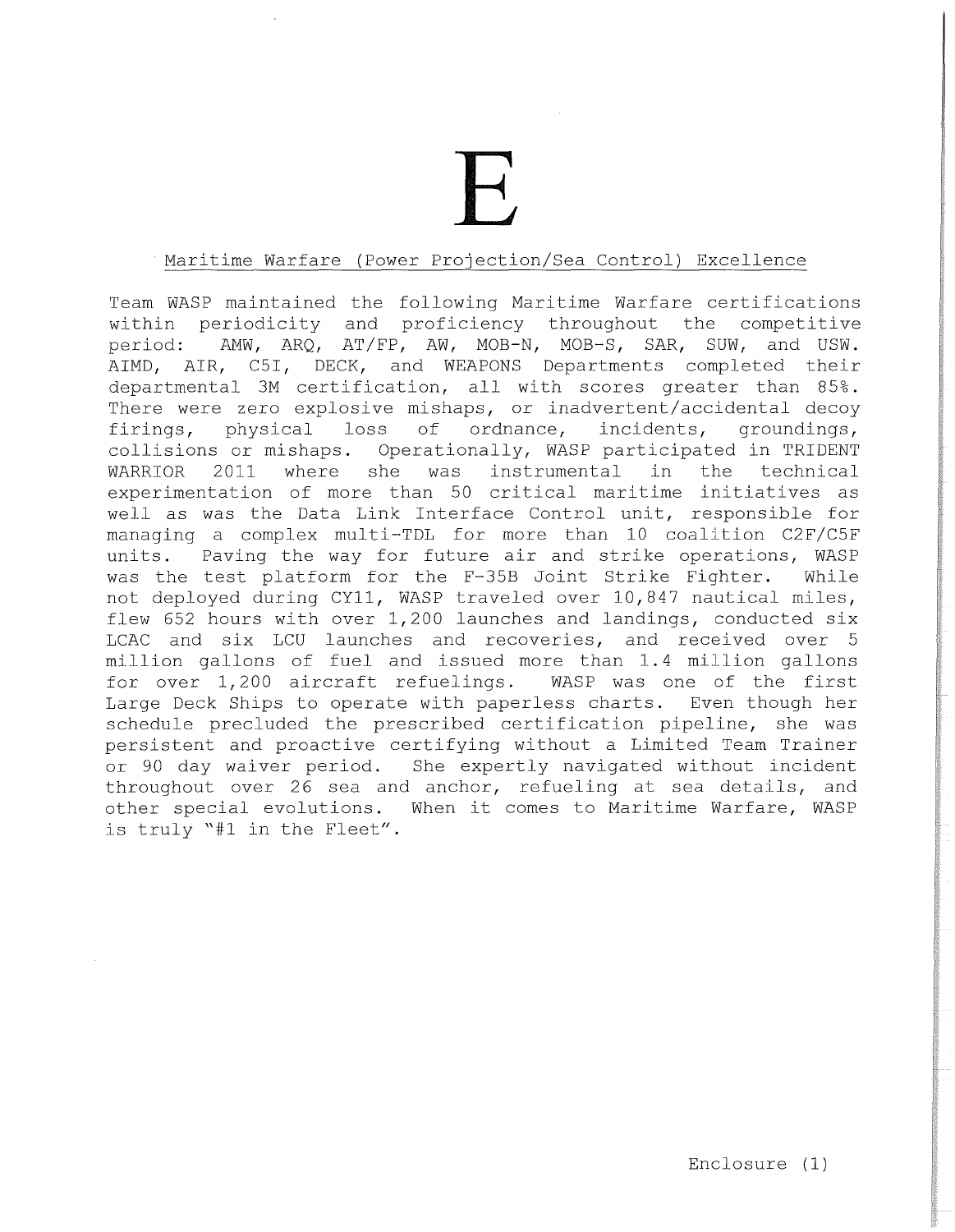# E

## Maritime Warfare (Power Projection/Sea Control) Excellence

Team WASP maintained the following Maritime Warfare certifications within periodicity and proficiency throughout the competitive period: AMW, ARQ, AT/FP, AW, MOB-N, MOB-S, SAR, SUW, and USW. AIMD, AIR, C5I, DECK, and WEAPONS Departments completed their departmental 3M certification, all with scores greater than 85%. There were zero explosive mishaps, or inadvertent/accidental decoy firings, physical loss of ordnance, incidents, groundings, collisions or mishaps. Operationally, WASP participated in TRIDENT WARRIOR 2011 where she was instrumental in the technical experimentation of more than 50 critical maritime initiatives as well as was the Data Link Interface Control unit, responsible for managing a complex multi-TDL for more than 10 coalition C2F/C5F units. Paving the way for future air and strike operations, WASP was the test platform for the F-35B Joint Strike Fighter. While not deployed during CY11, WASP traveled over 10,847 nautical miles, flew 652 hours with over 1,200 launches and landings, conducted six LCAC and six LCU launches and recoveries, and received over 5 million gallons of fuel and issued more than 1.4 million gallons for over 1,200 aircraft refuelings. WASP was one of the first Large Deck Ships to operate with paperless charts. Even though her schedule precluded the prescribed certification pipeline, she was persistent and proactive certifying without a Limited Team Trainer or 90 day waiver period. She expertly navigated without incident throughout over 26 sea and anchor, refueling at sea details, and other special evolutions. When it comes to Maritime Warfare, WASP is truly "#1 in the Fleet".

Enclosure (1)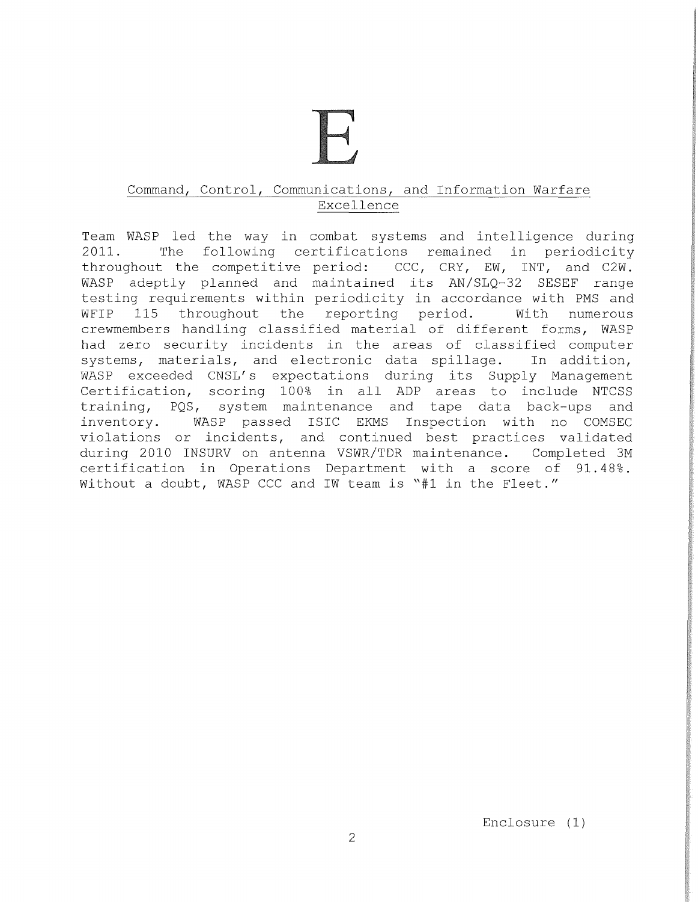# E

## Command, Control, Communications, and Information Warfare Excellence

Team WASP led the way in combat systems and intelligence during 2011. The following certifications remained in periodicity throughout the competitive period: CCC, CRY, EW, INT, and C2W. WASP adeptly planned and maintained its AN/SLQ-32 SESEF range testing requirements within periodicity in accordance with PMS and WFIP 115 throughout the reporting period. With numerous crewmembers handling classified material of different forms, WASP had zero security incidents in the areas of classified computer systems, materials, and electronic data spillage. In addition, WASP exceeded CNSL's expectations during its Supply Management Certification, scoring 100% in all ADP areas to include NTCSS training, PQS, system maintenance and tape data back-ups and inventory. WASP passed ISIC EKMS Inspection with no COMSEC violations or incidents, and continued best practices validated during 2010 INSURV on antenna VSWR/TDR maintenance. Completed 3M certification in Operations Department with a score of 91.48%. Without a doubt, WASP CCC and IW team is "#1 in the Fleet."

Enclosure (1)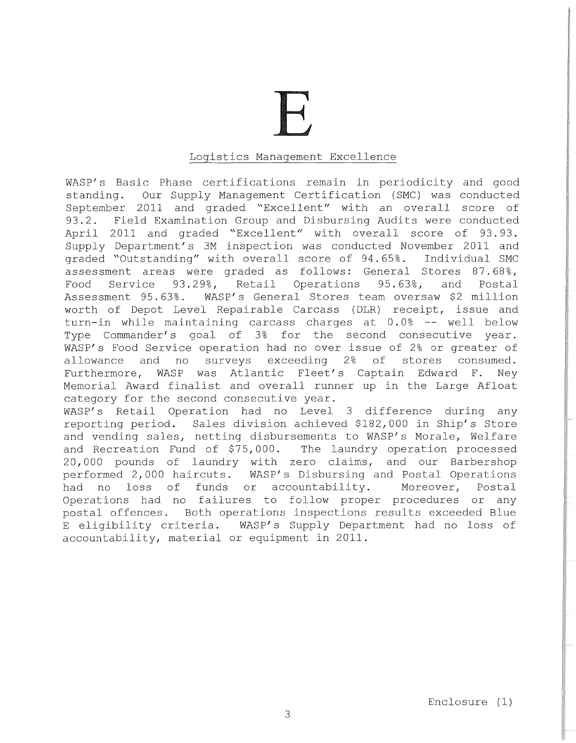# E

## Logistics Management Excellence

WASP's Basic Phase certifications remain in periodicity and good standing. Our Supply Management Certification (SMC) was conducted September 2011 and graded "Excellent" with an overall score of 93.2. Field Examination Group and Disbursing Audits were conducted April 2011 and graded "Excellent" with overall score of 93.93. Supply Department's 3M inspection was conducted November 2011 and graded "Outstanding" with overall score of 94.65%. Individual SMC assessment areas were graded as follows: General Stores 87.68%, Food Service 93.29%, Retail Operations 95.63%, and Postal Assessment 95.63%. WASP's General Stores team oversaw $2 million worth of Depot Level Repairable Carcass (DLR) receipt, issue and turn-in while maintaining carcass charges at 0.0% -- well below Type Commander's goal of 3% for the second consecutive year. WASP's Food Service operation had no over issue of 2% or greater of allowance and no surveys exceeding 2% of stores consumed. Furthermore, WASP was Atlantic Fleet's Captain Edward F. Ney Memorial Award finalist and overall runner up in the Large Afloat category for the second consecutive year.

WASP's Retail Operation had no Level 3 difference during any reporting period. Sales division achieved $182,000 in Ship's Store and vending sales, netting disbursements to WASP's Morale, Welfare and Recreation Fund of $75,000. The laundry operation processed 20,000 pounds of laundry with zero claims, and our Barbershop performed 2,000 haircuts. WASP's Disbursing and Postal Operations had no loss of funds or accountability. Moreover, Postal Operations had no failures to follow proper procedures or any postal offences. Both operations inspections results exceeded Blue E eligibility criteria. WASP's Supply Department had no loss of accountability, material or equipment in 2011.

Enclosure (1)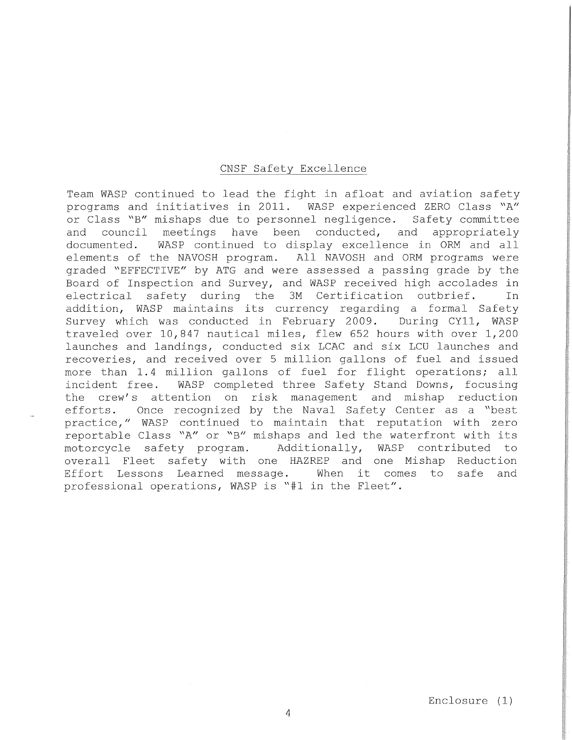## CNSF Safety Excellence

Team WASP continued to lead the fight in afloat and aviation safety programs and initiatives in 2011. WASP experienced ZERO Class "A" or Class "B" mishaps due to personnel negligence. Safety committee and council meetings have been conducted, and appropriately documented. WASP continued to display excellence in ORM and all elements of the NAVOSH program. All NAVOSH and ORM programs were graded "EFFECTIVE" by ATG and were assessed a passing grade by the Board of Inspection and Survey, and WASP received high accolades in electrical safety during the 3M Certification outbrief. In addition, WASP maintains its currency regarding a formal Safety Survey which was conducted in February 2009. During CY11, WASP traveled over 10,847 nautical miles, flew 652 hours with over 1,200 launches and landings, conducted six LCAC and six LCU launches and recoveries, and received over 5 million gallons of fuel and issued more than 1.4 million gallons of fuel for flight operations; all incident free. WASP completed three Safety Stand Downs, focusing the crew's attention on risk management and mishap reduction efforts. Once recognized by the Naval Safety Center as a "best practice," WASP continued to maintain that reputation with zero reportable Class "A" or "B" mishaps and led the waterfront with its motorcycle safety program. Additionally, WASP contributed to overall Fleet safety with one HAZREP and one Mishap Reduction Effort Lessons Learned message. When it comes to safe and professional operations, WASP is "#1 in the Fleet".

Enclosure (1)